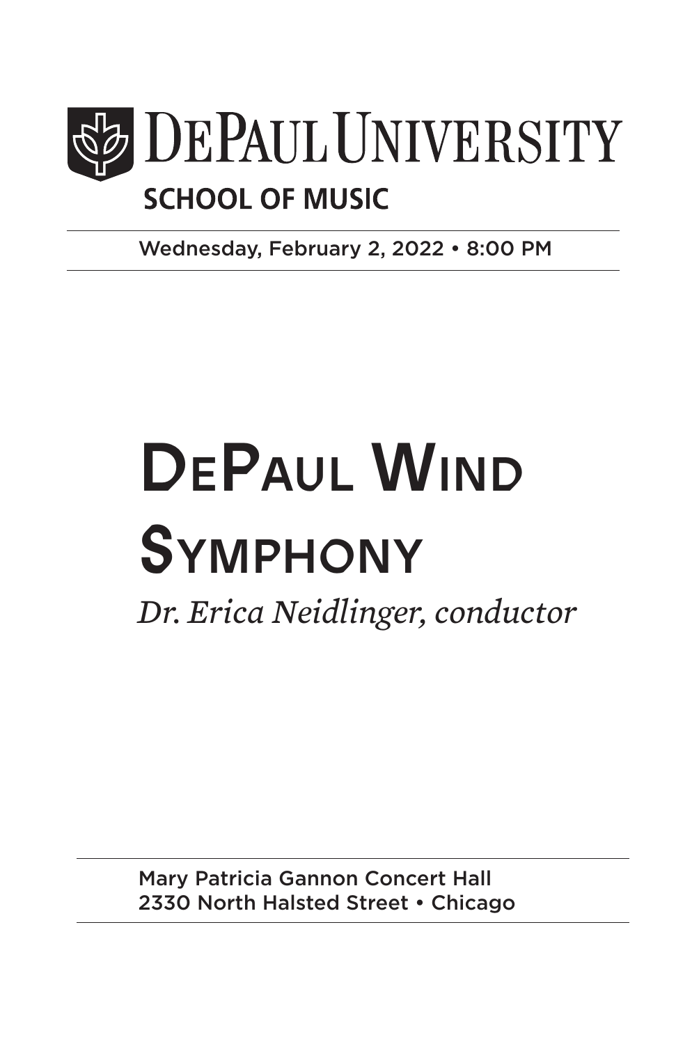# DePaul University

## SCHOOL OF MUSIC

Wednesday, February 2, 2022 • 8:00 PM

# DePaul Wind Symphony

*Dr. Erica Neidlinger, conductor*

Mary Patricia Gannon Concert Hall
2330 North Halsted Street • Chicago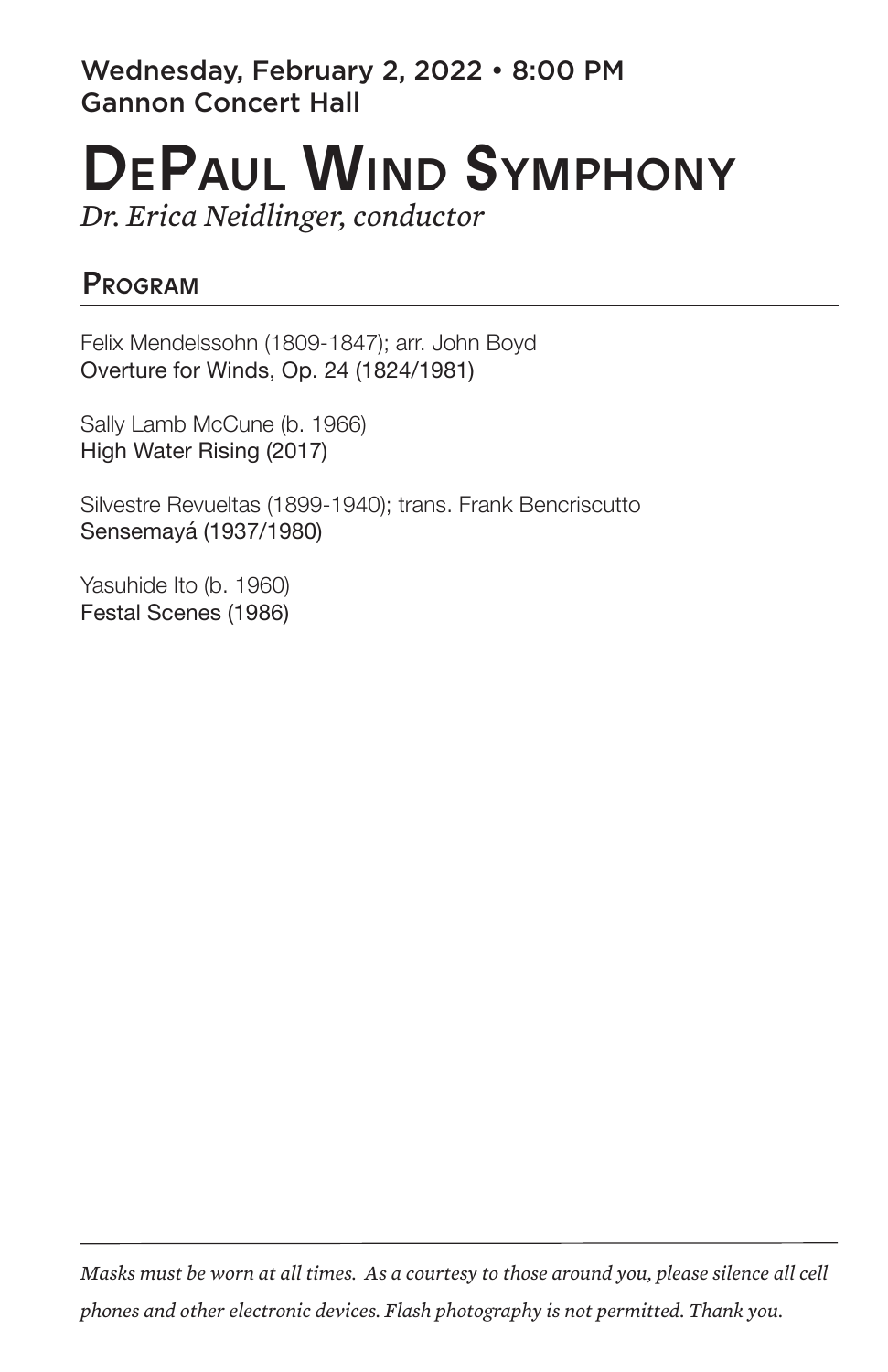Wednesday, February 2, 2022 • 8:00 PM
Gannon Concert Hall

# DePaul Wind Symphony

*Dr. Erica Neidlinger, conductor*

## Program

Felix Mendelssohn (1809-1847); arr. John Boyd
Overture for Winds, Op. 24 (1824/1981)

Sally Lamb McCune (b. 1966)
High Water Rising (2017)

Silvestre Revueltas (1899-1940); trans. Frank Bencriscutto
Sensemayá (1937/1980)

Yasuhide Ito (b. 1960)
Festal Scenes (1986)

---

*Masks must be worn at all times. As a courtesy to those around you, please silence all cell phones and other electronic devices. Flash photography is not permitted. Thank you.*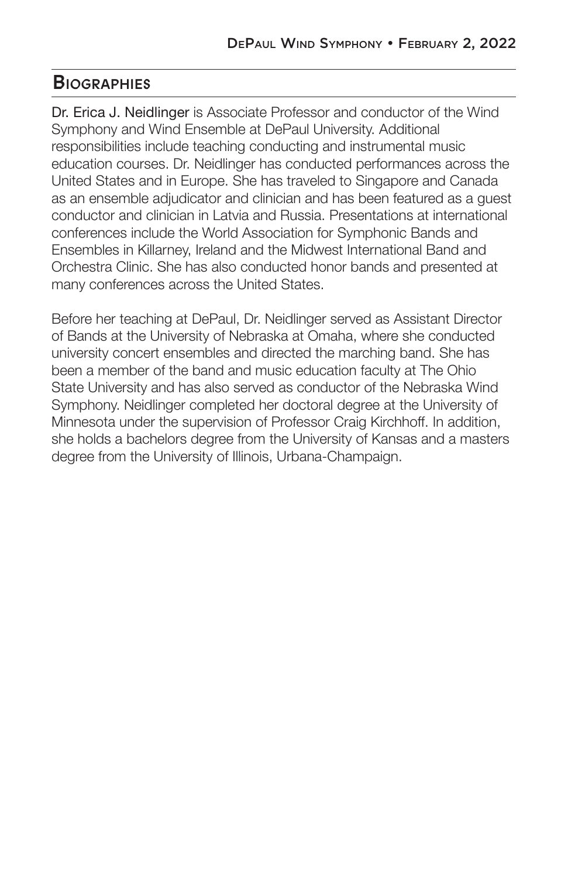## Biographies

Dr. Erica J. Neidlinger is Associate Professor and conductor of the Wind Symphony and Wind Ensemble at DePaul University. Additional responsibilities include teaching conducting and instrumental music education courses. Dr. Neidlinger has conducted performances across the United States and in Europe. She has traveled to Singapore and Canada as an ensemble adjudicator and clinician and has been featured as a guest conductor and clinician in Latvia and Russia. Presentations at international conferences include the World Association for Symphonic Bands and Ensembles in Killarney, Ireland and the Midwest International Band and Orchestra Clinic. She has also conducted honor bands and presented at many conferences across the United States.

Before her teaching at DePaul, Dr. Neidlinger served as Assistant Director of Bands at the University of Nebraska at Omaha, where she conducted university concert ensembles and directed the marching band. She has been a member of the band and music education faculty at The Ohio State University and has also served as conductor of the Nebraska Wind Symphony. Neidlinger completed her doctoral degree at the University of Minnesota under the supervision of Professor Craig Kirchhoff. In addition, she holds a bachelors degree from the University of Kansas and a masters degree from the University of Illinois, Urbana-Champaign.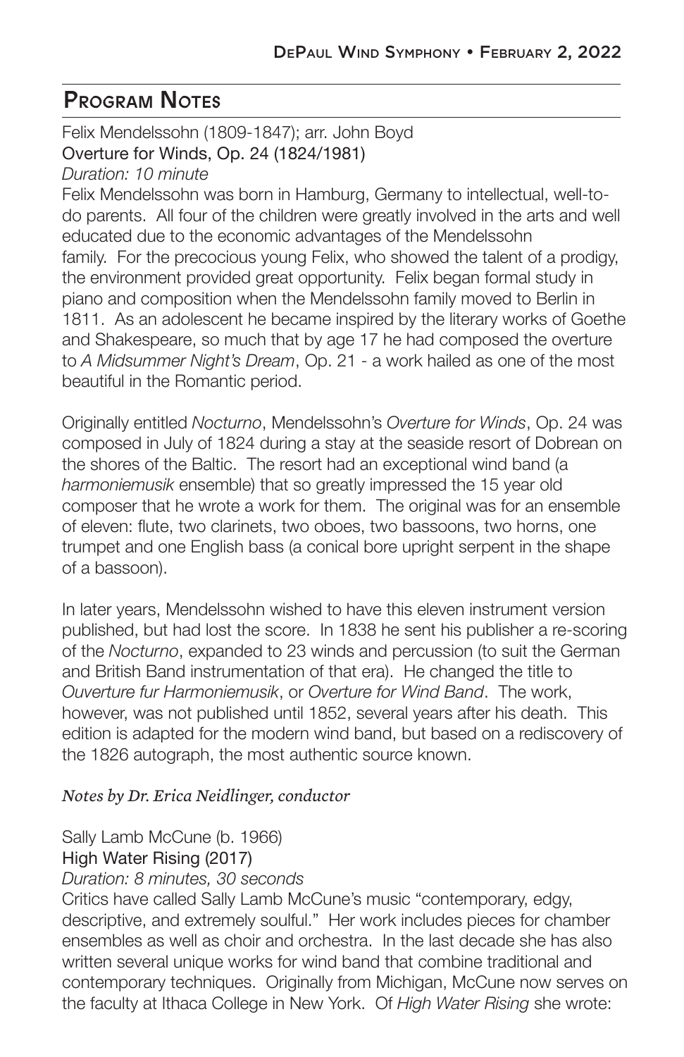## Program Notes

Felix Mendelssohn (1809-1847); arr. John Boyd
Overture for Winds, Op. 24 (1824/1981)
*Duration: 10 minute*

Felix Mendelssohn was born in Hamburg, Germany to intellectual, well-to-do parents. All four of the children were greatly involved in the arts and well educated due to the economic advantages of the Mendelssohn family. For the precocious young Felix, who showed the talent of a prodigy, the environment provided great opportunity. Felix began formal study in piano and composition when the Mendelssohn family moved to Berlin in 1811. As an adolescent he became inspired by the literary works of Goethe and Shakespeare, so much that by age 17 he had composed the overture to *A Midsummer Night's Dream*, Op. 21 - a work hailed as one of the most beautiful in the Romantic period.

Originally entitled *Nocturno*, Mendelssohn's *Overture for Winds*, Op. 24 was composed in July of 1824 during a stay at the seaside resort of Dobrean on the shores of the Baltic. The resort had an exceptional wind band (a *harmoniemusik* ensemble) that so greatly impressed the 15 year old composer that he wrote a work for them. The original was for an ensemble of eleven: flute, two clarinets, two oboes, two bassoons, two horns, one trumpet and one English bass (a conical bore upright serpent in the shape of a bassoon).

In later years, Mendelssohn wished to have this eleven instrument version published, but had lost the score. In 1838 he sent his publisher a re-scoring of the *Nocturno*, expanded to 23 winds and percussion (to suit the German and British Band instrumentation of that era). He changed the title to *Ouverture fur Harmoniemusik*, or *Overture for Wind Band*. The work, however, was not published until 1852, several years after his death. This edition is adapted for the modern wind band, but based on a rediscovery of the 1826 autograph, the most authentic source known.

*Notes by Dr. Erica Neidlinger, conductor*

Sally Lamb McCune (b. 1966)
High Water Rising (2017)
*Duration: 8 minutes, 30 seconds*

Critics have called Sally Lamb McCune's music "contemporary, edgy, descriptive, and extremely soulful." Her work includes pieces for chamber ensembles as well as choir and orchestra. In the last decade she has also written several unique works for wind band that combine traditional and contemporary techniques. Originally from Michigan, McCune now serves on the faculty at Ithaca College in New York. Of *High Water Rising* she wrote: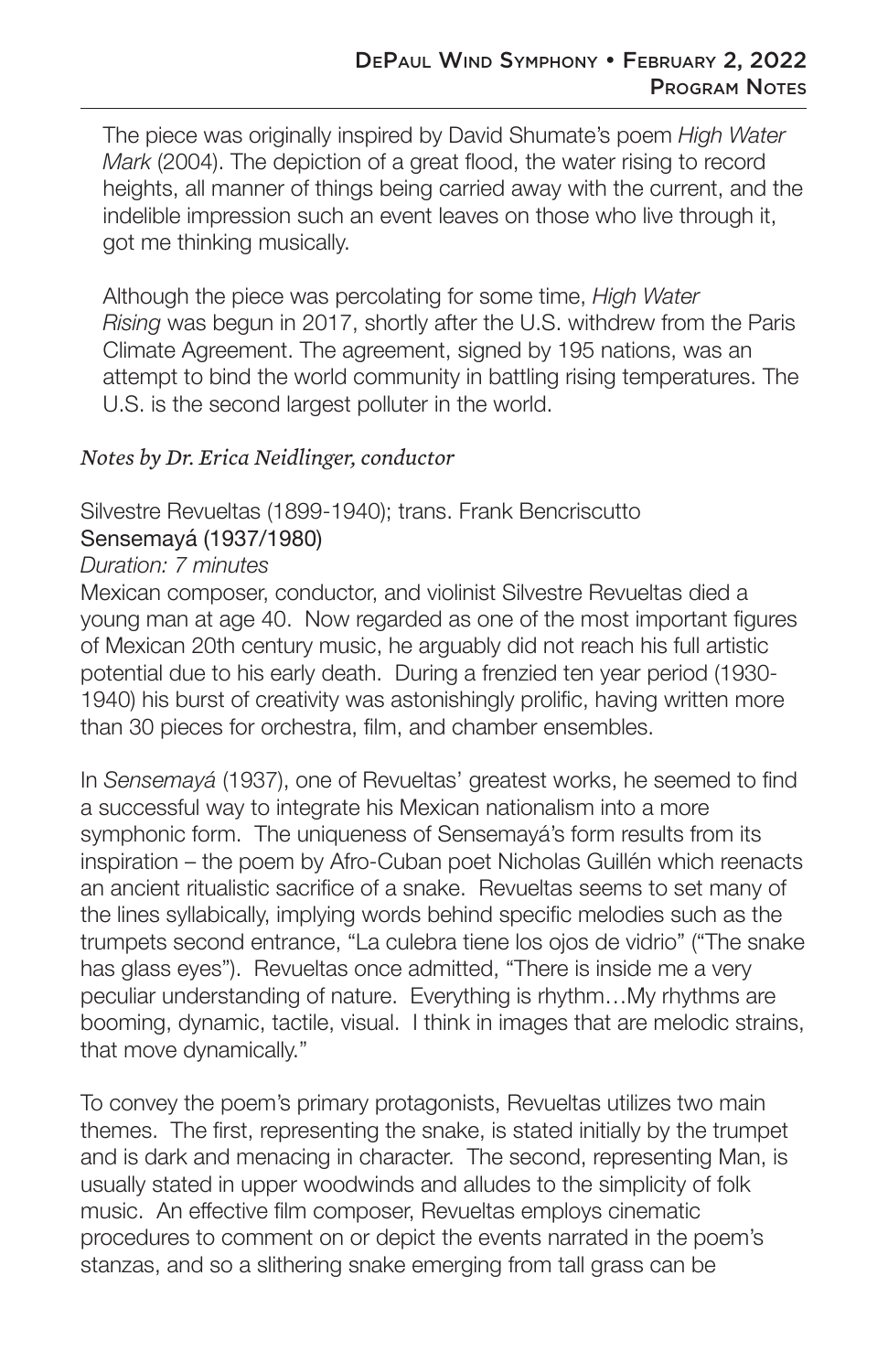The piece was originally inspired by David Shumate's poem *High Water Mark* (2004). The depiction of a great flood, the water rising to record heights, all manner of things being carried away with the current, and the indelible impression such an event leaves on those who live through it, got me thinking musically.

Although the piece was percolating for some time, *High Water Rising* was begun in 2017, shortly after the U.S. withdrew from the Paris Climate Agreement. The agreement, signed by 195 nations, was an attempt to bind the world community in battling rising temperatures. The U.S. is the second largest polluter in the world.

*Notes by Dr. Erica Neidlinger, conductor*

Silvestre Revueltas (1899-1940); trans. Frank Bencriscutto
Sensemayá (1937/1980)
*Duration: 7 minutes*
Mexican composer, conductor, and violinist Silvestre Revueltas died a young man at age 40. Now regarded as one of the most important figures of Mexican 20th century music, he arguably did not reach his full artistic potential due to his early death. During a frenzied ten year period (1930-1940) his burst of creativity was astonishingly prolific, having written more than 30 pieces for orchestra, film, and chamber ensembles.

In *Sensemayá* (1937), one of Revueltas' greatest works, he seemed to find a successful way to integrate his Mexican nationalism into a more symphonic form. The uniqueness of Sensemayá's form results from its inspiration – the poem by Afro-Cuban poet Nicholas Guillén which reenacts an ancient ritualistic sacrifice of a snake. Revueltas seems to set many of the lines syllabically, implying words behind specific melodies such as the trumpets second entrance, "La culebra tiene los ojos de vidrio" ("The snake has glass eyes"). Revueltas once admitted, "There is inside me a very peculiar understanding of nature. Everything is rhythm…My rhythms are booming, dynamic, tactile, visual. I think in images that are melodic strains, that move dynamically."

To convey the poem's primary protagonists, Revueltas utilizes two main themes. The first, representing the snake, is stated initially by the trumpet and is dark and menacing in character. The second, representing Man, is usually stated in upper woodwinds and alludes to the simplicity of folk music. An effective film composer, Revueltas employs cinematic procedures to comment on or depict the events narrated in the poem's stanzas, and so a slithering snake emerging from tall grass can be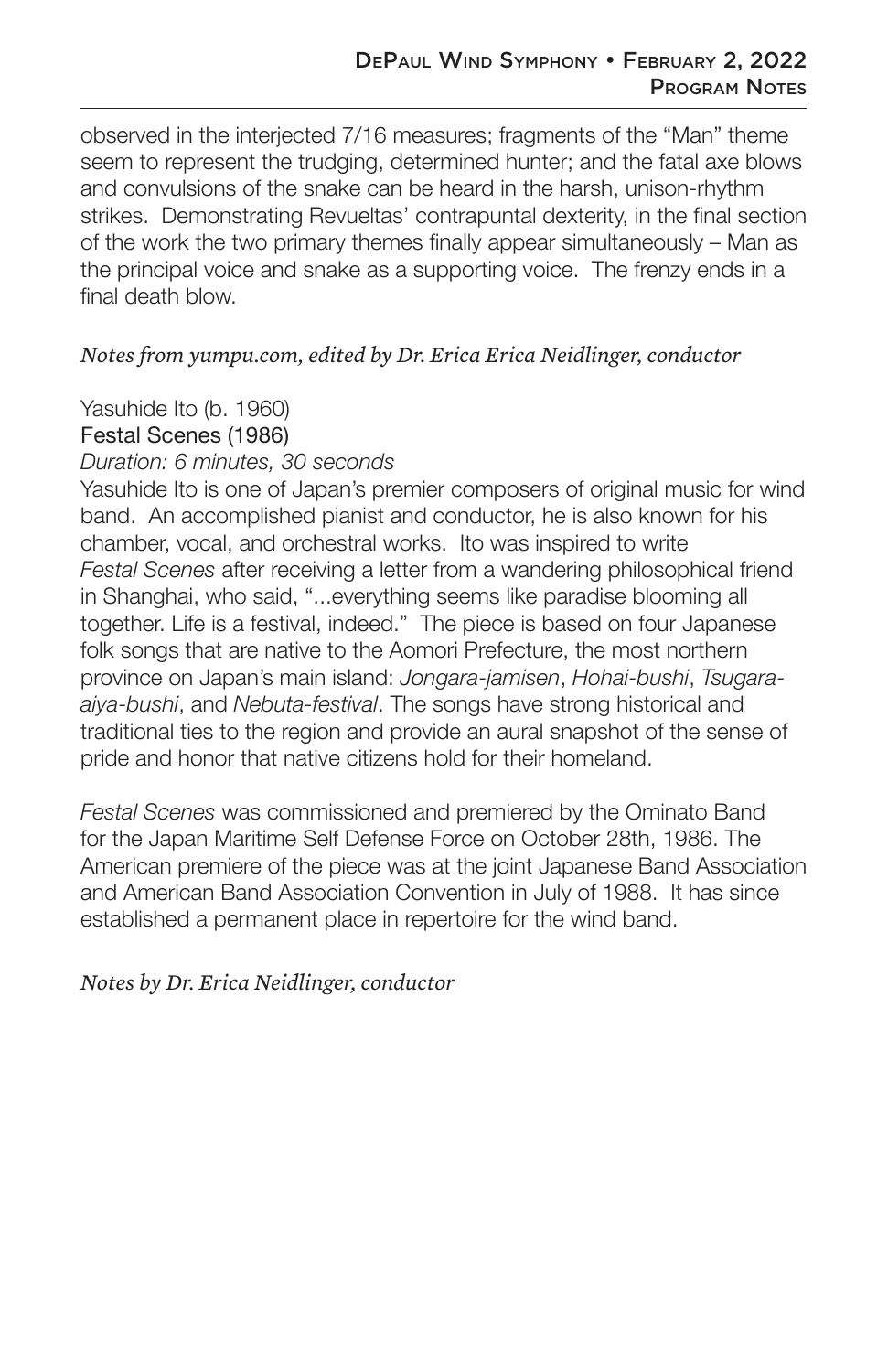observed in the interjected 7/16 measures; fragments of the "Man" theme seem to represent the trudging, determined hunter; and the fatal axe blows and convulsions of the snake can be heard in the harsh, unison-rhythm strikes. Demonstrating Revueltas' contrapuntal dexterity, in the final section of the work the two primary themes finally appear simultaneously – Man as the principal voice and snake as a supporting voice. The frenzy ends in a final death blow.

*Notes from yumpu.com, edited by Dr. Erica Erica Neidlinger, conductor*

Yasuhide Ito (b. 1960)
Festal Scenes (1986)
*Duration: 6 minutes, 30 seconds*
Yasuhide Ito is one of Japan's premier composers of original music for wind band. An accomplished pianist and conductor, he is also known for his chamber, vocal, and orchestral works. Ito was inspired to write *Festal Scenes* after receiving a letter from a wandering philosophical friend in Shanghai, who said, "...everything seems like paradise blooming all together. Life is a festival, indeed." The piece is based on four Japanese folk songs that are native to the Aomori Prefecture, the most northern province on Japan's main island: *Jongara-jamisen*, *Hohai-bushi*, *Tsugara-aiya-bushi*, and *Nebuta-festival*. The songs have strong historical and traditional ties to the region and provide an aural snapshot of the sense of pride and honor that native citizens hold for their homeland.

*Festal Scenes* was commissioned and premiered by the Ominato Band for the Japan Maritime Self Defense Force on October 28th, 1986. The American premiere of the piece was at the joint Japanese Band Association and American Band Association Convention in July of 1988. It has since established a permanent place in repertoire for the wind band.

*Notes by Dr. Erica Neidlinger, conductor*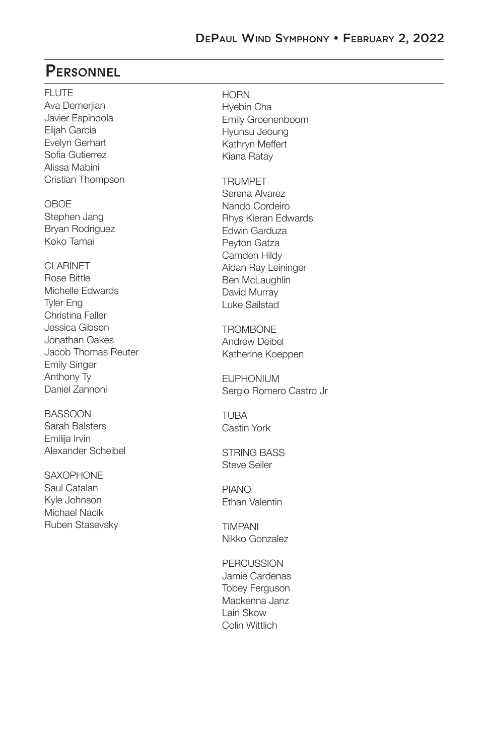## Personnel

FLUTE
Ava Demerjian
Javier Espindola
Elijah Garcia
Evelyn Gerhart
Sofia Gutierrez
Alissa Mabini
Cristian Thompson

OBOE
Stephen Jang
Bryan Rodriguez
Koko Tamai

CLARINET
Rose Bittle
Michelle Edwards
Tyler Eng
Christina Faller
Jessica Gibson
Jonathan Oakes
Jacob Thomas Reuter
Emily Singer
Anthony Ty
Daniel Zannoni

BASSOON
Sarah Balsters
Emilija Irvin
Alexander Scheibel

SAXOPHONE
Saul Catalan
Kyle Johnson
Michael Nacik
Ruben Stasevsky

HORN
Hyebin Cha
Emily Groenenboom
Hyunsu Jeoung
Kathryn Meffert
Kiana Ratay

TRUMPET
Serena Alvarez
Nando Cordeiro
Rhys Kieran Edwards
Edwin Garduza
Peyton Gatza
Camden Hildy
Aidan Ray Leininger
Ben McLaughlin
David Murray
Luke Sailstad

TROMBONE
Andrew Deibel
Katherine Koeppen

EUPHONIUM
Sergio Romero Castro Jr

TUBA
Castin York

STRING BASS
Steve Seiler

PIANO
Ethan Valentin

TIMPANI
Nikko Gonzalez

PERCUSSION
Jamie Cardenas
Tobey Ferguson
Mackenna Janz
Lain Skow
Colin Wittlich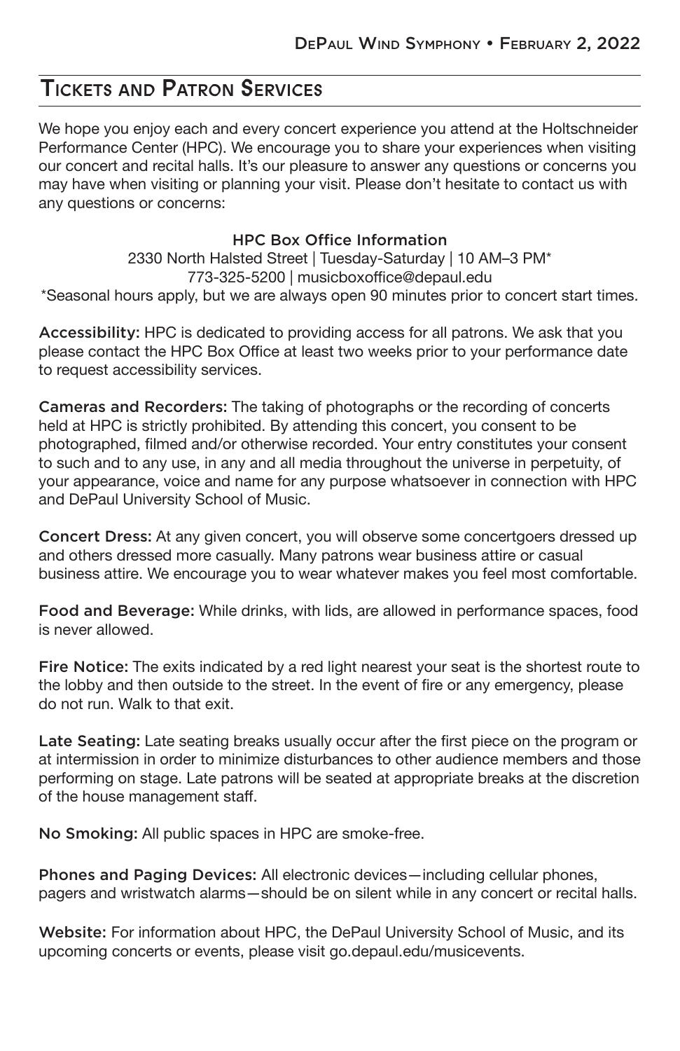## Tickets and Patron Services

We hope you enjoy each and every concert experience you attend at the Holtschneider Performance Center (HPC). We encourage you to share your experiences when visiting our concert and recital halls. It's our pleasure to answer any questions or concerns you may have when visiting or planning your visit. Please don't hesitate to contact us with any questions or concerns:

**HPC Box Office Information**
2330 North Halsted Street | Tuesday-Saturday | 10 AM–3 PM*
773-325-5200 | musicboxoffice@depaul.edu
*Seasonal hours apply, but we are always open 90 minutes prior to concert start times.

**Accessibility:** HPC is dedicated to providing access for all patrons. We ask that you please contact the HPC Box Office at least two weeks prior to your performance date to request accessibility services.

**Cameras and Recorders:** The taking of photographs or the recording of concerts held at HPC is strictly prohibited. By attending this concert, you consent to be photographed, filmed and/or otherwise recorded. Your entry constitutes your consent to such and to any use, in any and all media throughout the universe in perpetuity, of your appearance, voice and name for any purpose whatsoever in connection with HPC and DePaul University School of Music.

**Concert Dress:** At any given concert, you will observe some concertgoers dressed up and others dressed more casually. Many patrons wear business attire or casual business attire. We encourage you to wear whatever makes you feel most comfortable.

**Food and Beverage:** While drinks, with lids, are allowed in performance spaces, food is never allowed.

**Fire Notice:** The exits indicated by a red light nearest your seat is the shortest route to the lobby and then outside to the street. In the event of fire or any emergency, please do not run. Walk to that exit.

**Late Seating:** Late seating breaks usually occur after the first piece on the program or at intermission in order to minimize disturbances to other audience members and those performing on stage. Late patrons will be seated at appropriate breaks at the discretion of the house management staff.

**No Smoking:** All public spaces in HPC are smoke-free.

**Phones and Paging Devices:** All electronic devices—including cellular phones, pagers and wristwatch alarms—should be on silent while in any concert or recital halls.

**Website:** For information about HPC, the DePaul University School of Music, and its upcoming concerts or events, please visit go.depaul.edu/musicevents.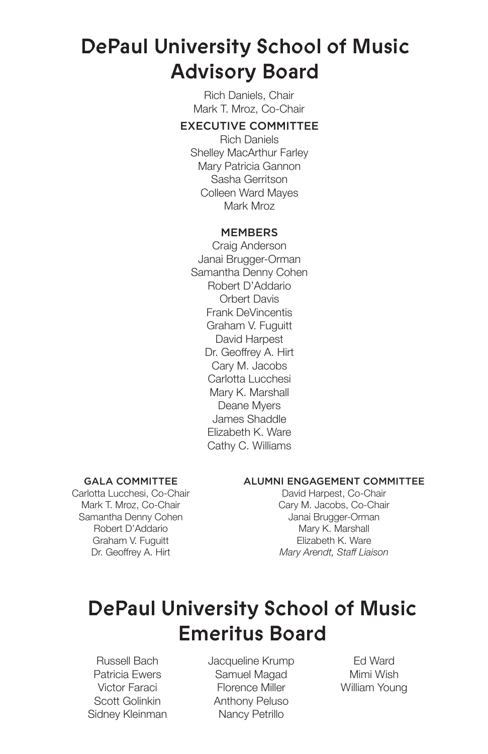# DePaul University School of Music Advisory Board

Rich Daniels, Chair
Mark T. Mroz, Co-Chair

### EXECUTIVE COMMITTEE

Rich Daniels
Shelley MacArthur Farley
Mary Patricia Gannon
Sasha Gerritson
Colleen Ward Mayes
Mark Mroz

### MEMBERS

Craig Anderson
Janai Brugger-Orman
Samantha Denny Cohen
Robert D'Addario
Orbert Davis
Frank DeVincentis
Graham V. Fuguitt
David Harpest
Dr. Geoffrey A. Hirt
Cary M. Jacobs
Carlotta Lucchesi
Mary K. Marshall
Deane Myers
James Shaddle
Elizabeth K. Ware
Cathy C. Williams

### GALA COMMITTEE

Carlotta Lucchesi, Co-Chair
Mark T. Mroz, Co-Chair
Samantha Denny Cohen
Robert D'Addario
Graham V. Fuguitt
Dr. Geoffrey A. Hirt

### ALUMNI ENGAGEMENT COMMITTEE

David Harpest, Co-Chair
Cary M. Jacobs, Co-Chair
Janai Brugger-Orman
Mary K. Marshall
Elizabeth K. Ware
*Mary Arendt, Staff Liaison*

# DePaul University School of Music Emeritus Board

Russell Bach
Patricia Ewers
Victor Faraci
Scott Golinkin
Sidney Kleinman
Jacqueline Krump
Samuel Magad
Florence Miller
Anthony Peluso
Nancy Petrillo
Ed Ward
Mimi Wish
William Young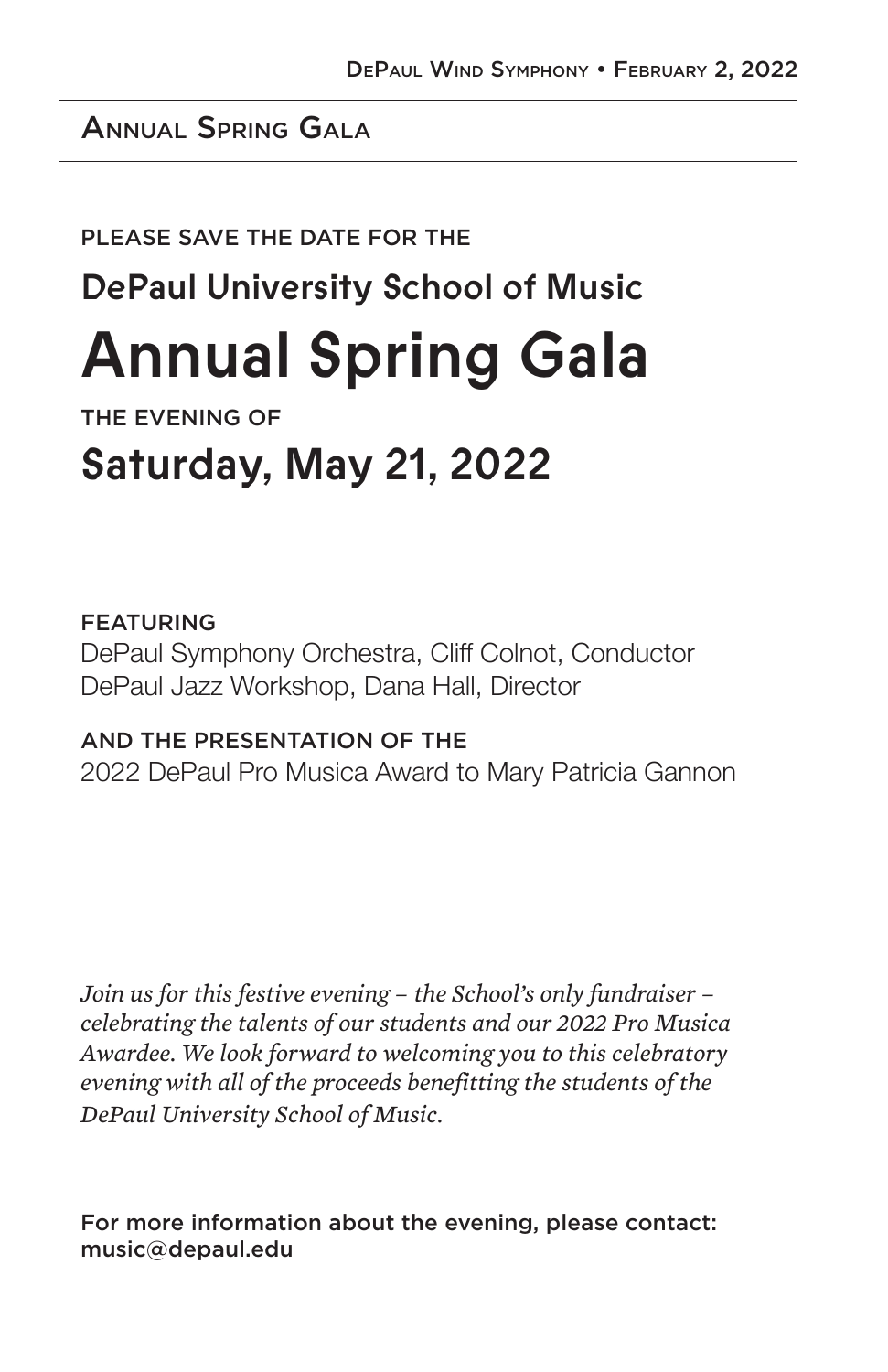## Annual Spring Gala

PLEASE SAVE THE DATE FOR THE

### DePaul University School of Music

# Annual Spring Gala

THE EVENING OF

## Saturday, May 21, 2022

FEATURING
DePaul Symphony Orchestra, Cliff Colnot, Conductor
DePaul Jazz Workshop, Dana Hall, Director

AND THE PRESENTATION OF THE
2022 DePaul Pro Musica Award to Mary Patricia Gannon

*Join us for this festive evening – the School's only fundraiser – celebrating the talents of our students and our 2022 Pro Musica Awardee. We look forward to welcoming you to this celebratory evening with all of the proceeds benefitting the students of the DePaul University School of Music.*

For more information about the evening, please contact:
music@depaul.edu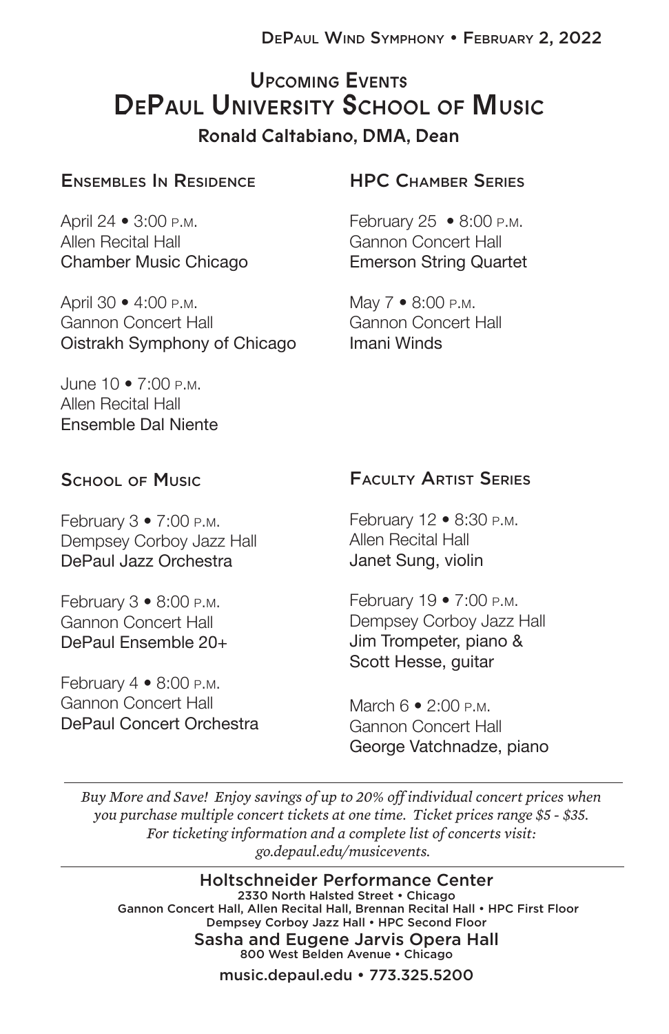# Upcoming Events
# DePaul University School of Music

**Ronald Caltabiano, DMA, Dean**

## Ensembles In Residence

April 24 • 3:00 P.M.
Allen Recital Hall
Chamber Music Chicago

April 30 • 4:00 P.M.
Gannon Concert Hall
Oistrakh Symphony of Chicago

June 10 • 7:00 P.M.
Allen Recital Hall
Ensemble Dal Niente

## HPC Chamber Series

February 25 • 8:00 P.M.
Gannon Concert Hall
Emerson String Quartet

May 7 • 8:00 P.M.
Gannon Concert Hall
Imani Winds

## School of Music

February 3 • 7:00 P.M.
Dempsey Corboy Jazz Hall
DePaul Jazz Orchestra

February 3 • 8:00 P.M.
Gannon Concert Hall
DePaul Ensemble 20+

February 4 • 8:00 P.M.
Gannon Concert Hall
DePaul Concert Orchestra

## Faculty Artist Series

February 12 • 8:30 P.M.
Allen Recital Hall
Janet Sung, violin

February 19 • 7:00 P.M.
Dempsey Corboy Jazz Hall
Jim Trompeter, piano &
Scott Hesse, guitar

March 6 • 2:00 P.M.
Gannon Concert Hall
George Vatchnadze, piano

---

*Buy More and Save! Enjoy savings of up to 20% off individual concert prices when you purchase multiple concert tickets at one time. Ticket prices range $5 - $35. For ticketing information and a complete list of concerts visit: go.depaul.edu/musicevents.*

---

**Holtschneider Performance Center**
2330 North Halsted Street • Chicago
Gannon Concert Hall, Allen Recital Hall, Brennan Recital Hall • HPC First Floor
Dempsey Corboy Jazz Hall • HPC Second Floor

**Sasha and Eugene Jarvis Opera Hall**
800 West Belden Avenue • Chicago

music.depaul.edu • 773.325.5200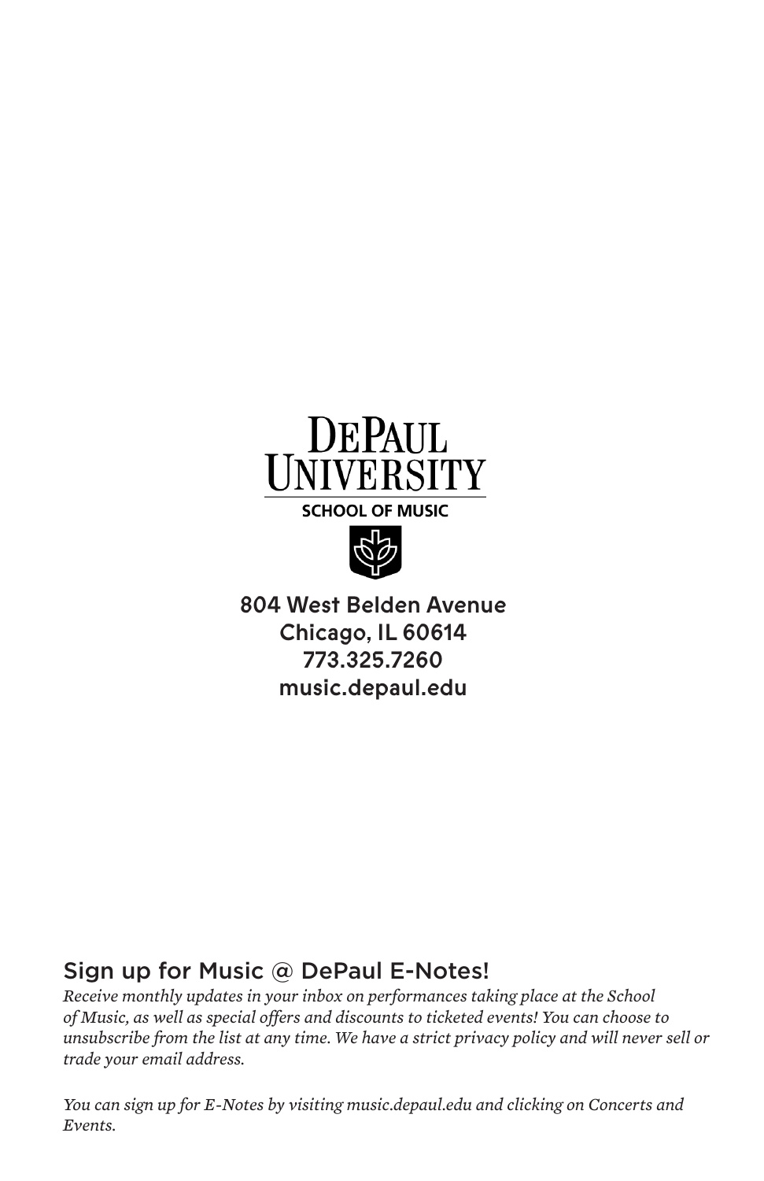DePaul University

SCHOOL OF MUSIC

804 West Belden Avenue
Chicago, IL 60614
773.325.7260
music.depaul.edu

## Sign up for Music @ DePaul E-Notes!

*Receive monthly updates in your inbox on performances taking place at the School of Music, as well as special offers and discounts to ticketed events! You can choose to unsubscribe from the list at any time. We have a strict privacy policy and will never sell or trade your email address.*

*You can sign up for E-Notes by visiting music.depaul.edu and clicking on Concerts and Events.*